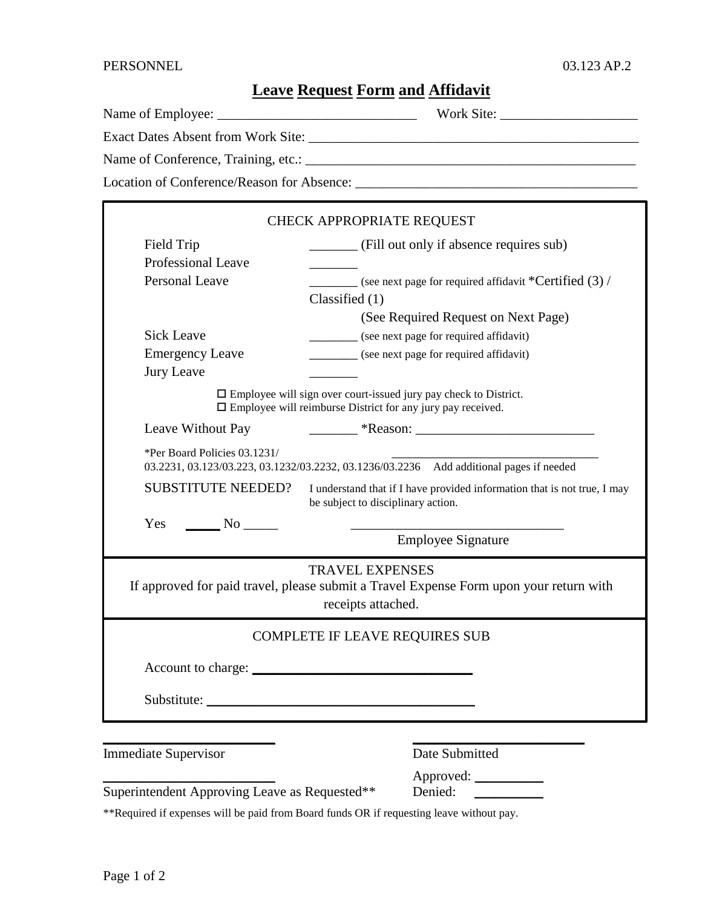PERSONNEL 03.123 AP.2

# Leave Request Form and Affidavit

Name of Employee: ____________________________ Work Site: ____________________

Exact Dates Absent from Work Site: ________________________________________________

Name of Conference, Training, etc.: ________________________________________________

Location of Conference/Reason for Absence: _________________________________________

## CHECK APPROPRIATE REQUEST

Field Trip _______ (Fill out only if absence requires sub)

Professional Leave _______

Personal Leave _______ (see next page for required affidavit *Certified (3) / Classified (1)

(See Required Request on Next Page)

Sick Leave _______ (see next page for required affidavit)

Emergency Leave _______ (see next page for required affidavit)

Jury Leave _______

- ☐ Employee will sign over court-issued jury pay check to District.
- ☐ Employee will reimburse District for any jury pay received.

Leave Without Pay _______ *Reason: __________________________

*Per Board Policies 03.1231/ 03.2231, 03.123/03.223, 03.1232/03.2232, 03.1236/03.2236 ________________________________ Add additional pages if needed

SUBSTITUTE NEEDED?

Yes _____ No _____

I understand that if I have provided information that is not true, I may be subject to disciplinary action.

_______________________________

Employee Signature

## TRAVEL EXPENSES

If approved for paid travel, please submit a Travel Expense Form upon your return with receipts attached.

## COMPLETE IF LEAVE REQUIRES SUB

Account to charge: _______________________________

Substitute: _____________________________________

_________________________ _________________________

Immediate Supervisor Date Submitted

_________________________ Approved: __________

Superintendent Approving Leave as Requested** Denied: __________

**Required if expenses will be paid from Board funds OR if requesting leave without pay.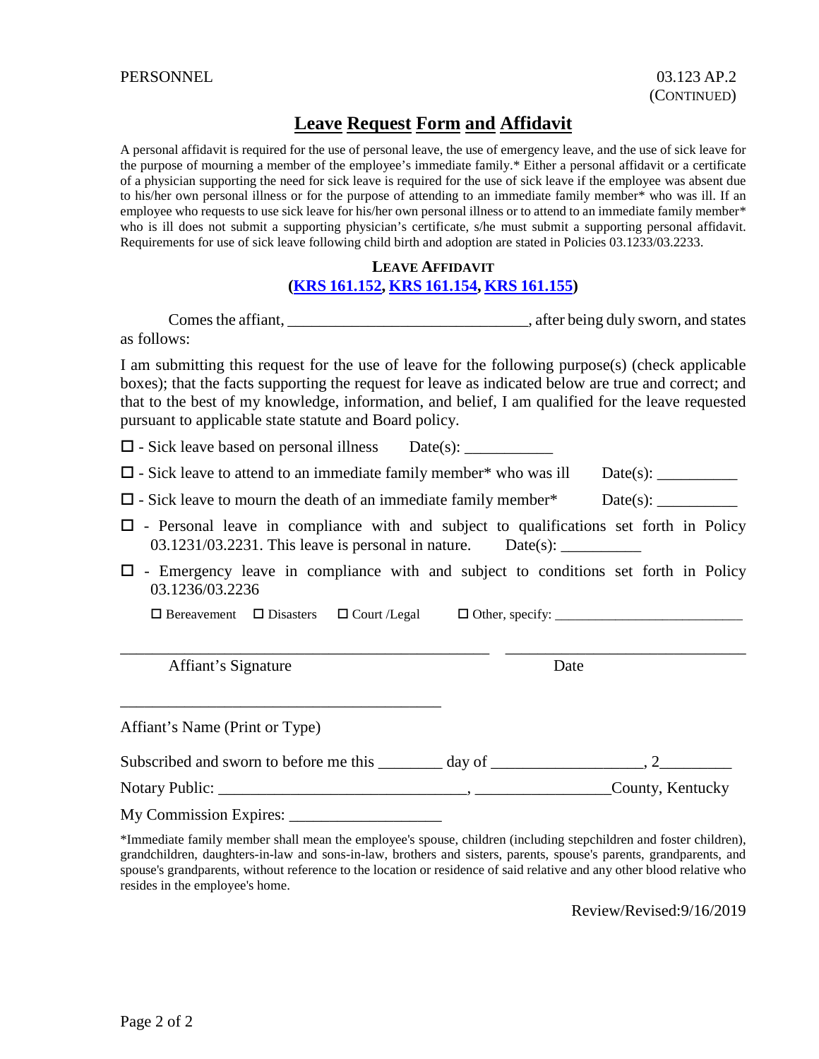# Leave Request Form and Affidavit

A personal affidavit is required for the use of personal leave, the use of emergency leave, and the use of sick leave for the purpose of mourning a member of the employee's immediate family.* Either a personal affidavit or a certificate of a physician supporting the need for sick leave is required for the use of sick leave if the employee was absent due to his/her own personal illness or for the purpose of attending to an immediate family member* who was ill. If an employee who requests to use sick leave for his/her own personal illness or to attend to an immediate family member* who is ill does not submit a supporting physician's certificate, s/he must submit a supporting personal affidavit. Requirements for use of sick leave following child birth and adoption are stated in Policies 03.1233/03.2233.

## LEAVE AFFIDAVIT

**(KRS 161.152, KRS 161.154, KRS 161.155)**

Comes the affiant, ______________________________, after being duly sworn, and states as follows:

I am submitting this request for the use of leave for the following purpose(s) (check applicable boxes); that the facts supporting the request for leave as indicated below are true and correct; and that to the best of my knowledge, information, and belief, I am qualified for the leave requested pursuant to applicable state statute and Board policy.

- ☐ - Sick leave based on personal illness Date(s): ___________
- ☐ - Sick leave to attend to an immediate family member* who was ill Date(s): __________
- ☐ - Sick leave to mourn the death of an immediate family member* Date(s): __________
- ☐ - Personal leave in compliance with and subject to qualifications set forth in Policy 03.1231/03.2231. This leave is personal in nature. Date(s): __________
- ☐ - Emergency leave in compliance with and subject to conditions set forth in Policy 03.1236/03.2236

  ☐ Bereavement ☐ Disasters ☐ Court /Legal ☐ Other, specify: ___________________________

_____________________________________________ _______________________________

Affiant's Signature Date

_______________________________________

Affiant's Name (Print or Type)

Subscribed and sworn to before me this ________ day of __________________, 2_________

Notary Public: _______________________________, ________________County, Kentucky

My Commission Expires: ___________________

*Immediate family member shall mean the employee's spouse, children (including stepchildren and foster children), grandchildren, daughters-in-law and sons-in-law, brothers and sisters, parents, spouse's parents, grandparents, and spouse's grandparents, without reference to the location or residence of said relative and any other blood relative who resides in the employee's home.

Review/Revised:9/16/2019